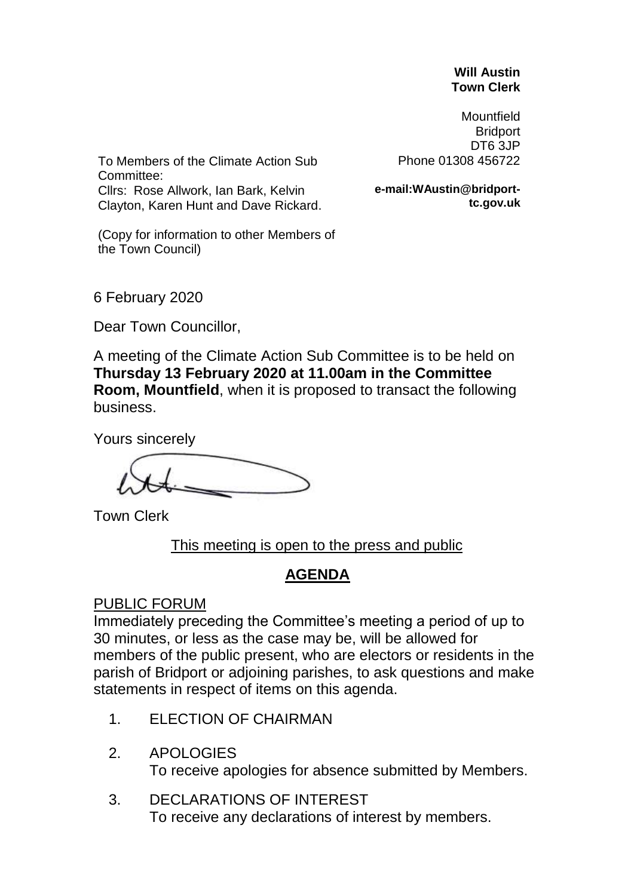**Will Austin**
**Town Clerk**

Mountfield
Bridport
DT6 3JP
Phone 01308 456722

**e-mail:WAustin@bridport-tc.gov.uk**

To Members of the Climate Action Sub Committee:
Cllrs: Rose Allwork, Ian Bark, Kelvin Clayton, Karen Hunt and Dave Rickard.

(Copy for information to other Members of the Town Council)

6 February 2020

Dear Town Councillor,

A meeting of the Climate Action Sub Committee is to be held on **Thursday 13 February 2020 at 11.00am in the Committee Room, Mountfield**, when it is proposed to transact the following business.

Yours sincerely

Town Clerk

<u>This meeting is open to the press and public</u>

## AGENDA

<u>PUBLIC FORUM</u>

Immediately preceding the Committee's meeting a period of up to 30 minutes, or less as the case may be, will be allowed for members of the public present, who are electors or residents in the parish of Bridport or adjoining parishes, to ask questions and make statements in respect of items on this agenda.

1. ELECTION OF CHAIRMAN

2. APOLOGIES
   To receive apologies for absence submitted by Members.

3. DECLARATIONS OF INTEREST
   To receive any declarations of interest by members.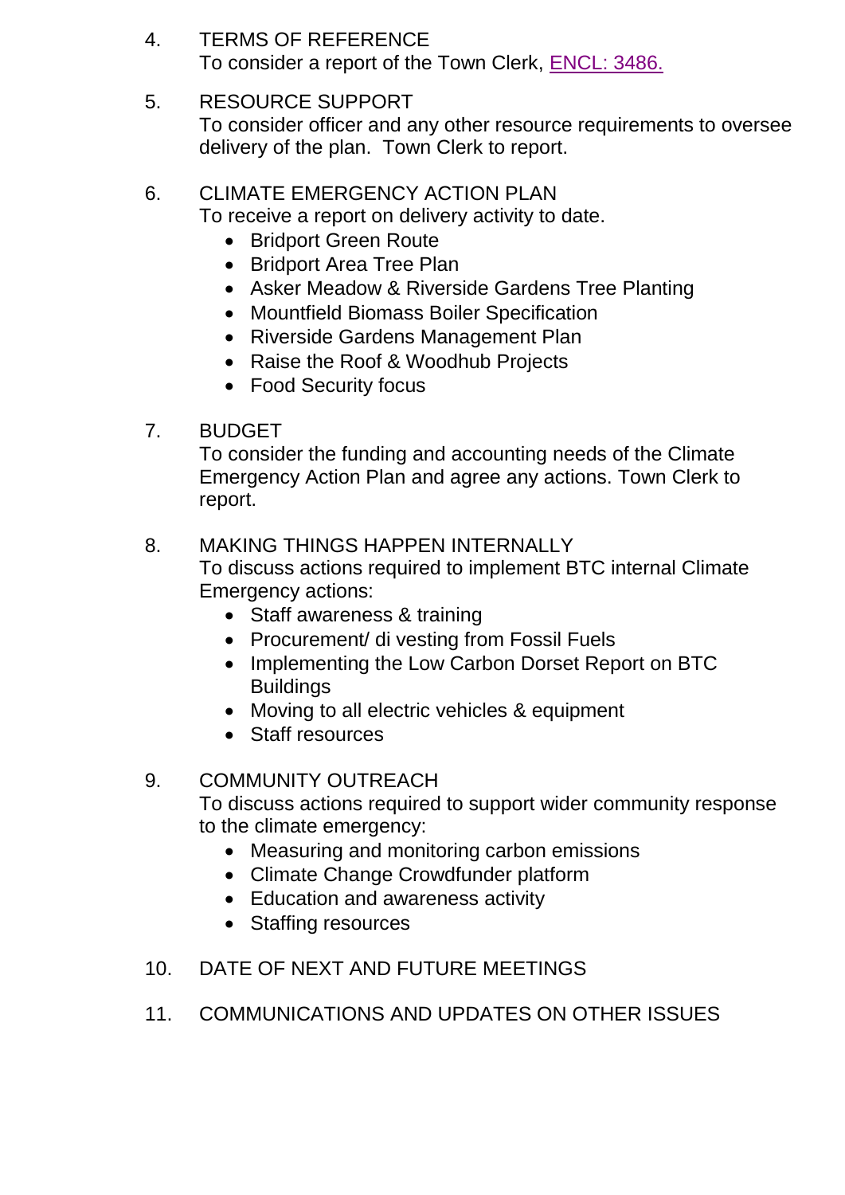4. TERMS OF REFERENCE
   To consider a report of the Town Clerk, ENCL: 3486.

5. RESOURCE SUPPORT
   To consider officer and any other resource requirements to oversee delivery of the plan. Town Clerk to report.

6. CLIMATE EMERGENCY ACTION PLAN
   To receive a report on delivery activity to date.
   - Bridport Green Route
   - Bridport Area Tree Plan
   - Asker Meadow & Riverside Gardens Tree Planting
   - Mountfield Biomass Boiler Specification
   - Riverside Gardens Management Plan
   - Raise the Roof & Woodhub Projects
   - Food Security focus

7. BUDGET
   To consider the funding and accounting needs of the Climate Emergency Action Plan and agree any actions. Town Clerk to report.

8. MAKING THINGS HAPPEN INTERNALLY
   To discuss actions required to implement BTC internal Climate Emergency actions:
   - Staff awareness & training
   - Procurement/ di vesting from Fossil Fuels
   - Implementing the Low Carbon Dorset Report on BTC Buildings
   - Moving to all electric vehicles & equipment
   - Staff resources

9. COMMUNITY OUTREACH
   To discuss actions required to support wider community response to the climate emergency:
   - Measuring and monitoring carbon emissions
   - Climate Change Crowdfunder platform
   - Education and awareness activity
   - Staffing resources

10. DATE OF NEXT AND FUTURE MEETINGS

11. COMMUNICATIONS AND UPDATES ON OTHER ISSUES